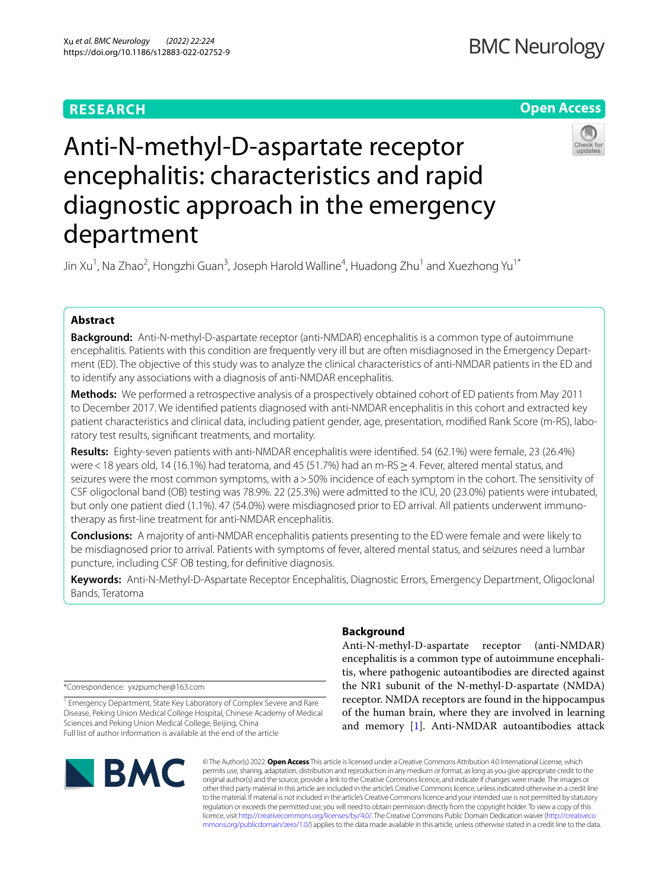RESEARCH

Open Access

# Anti-N-methyl-D-aspartate receptor encephalitis: characteristics and rapid diagnostic approach in the emergency department

Jin Xu[1], Na Zhao[2], Hongzhi Guan[3], Joseph Harold Walline[4], Huadong Zhu[1] and Xuezhong Yu[1*]

## Abstract

**Background:** Anti-N-methyl-D-aspartate receptor (anti-NMDAR) encephalitis is a common type of autoimmune encephalitis. Patients with this condition are frequently very ill but are often misdiagnosed in the Emergency Department (ED). The objective of this study was to analyze the clinical characteristics of anti-NMDAR patients in the ED and to identify any associations with a diagnosis of anti-NMDAR encephalitis.

**Methods:** We performed a retrospective analysis of a prospectively obtained cohort of ED patients from May 2011 to December 2017. We identified patients diagnosed with anti-NMDAR encephalitis in this cohort and extracted key patient characteristics and clinical data, including patient gender, age, presentation, modified Rank Score (m-RS), laboratory test results, significant treatments, and mortality.

**Results:** Eighty-seven patients with anti-NMDAR encephalitis were identified. 54 (62.1%) were female, 23 (26.4%) were < 18 years old, 14 (16.1%) had teratoma, and 45 (51.7%) had an m-RS ≥ 4. Fever, altered mental status, and seizures were the most common symptoms, with a > 50% incidence of each symptom in the cohort. The sensitivity of CSF oligoclonal band (OB) testing was 78.9%. 22 (25.3%) were admitted to the ICU, 20 (23.0%) patients were intubated, but only one patient died (1.1%). 47 (54.0%) were misdiagnosed prior to ED arrival. All patients underwent immunotherapy as first-line treatment for anti-NMDAR encephalitis.

**Conclusions:** A majority of anti-NMDAR encephalitis patients presenting to the ED were female and were likely to be misdiagnosed prior to arrival. Patients with symptoms of fever, altered mental status, and seizures need a lumbar puncture, including CSF OB testing, for definitive diagnosis.

**Keywords:** Anti-N-Methyl-D-Aspartate Receptor Encephalitis, Diagnostic Errors, Emergency Department, Oligoclonal Bands, Teratoma

## Background

Anti-N-methyl-D-aspartate receptor (anti-NMDAR) encephalitis is a common type of autoimmune encephalitis, where pathogenic autoantibodies are directed against the NR1 subunit of the N-methyl-D-aspartate (NMDA) receptor. NMDA receptors are found in the hippocampus of the human brain, where they are involved in learning and memory [1]. Anti-NMDAR autoantibodies attack

*Correspondence: yxzpumcher@163.com

[1] Emergency Department, State Key Laboratory of Complex Severe and Rare Disease, Peking Union Medical College Hospital, Chinese Academy of Medical Sciences and Peking Union Medical College, Beijing, China

Full list of author information is available at the end of the article

© The Author(s) 2022. **Open Access** This article is licensed under a Creative Commons Attribution 4.0 International License, which permits use, sharing, adaptation, distribution and reproduction in any medium or format, as long as you give appropriate credit to the original author(s) and the source, provide a link to the Creative Commons licence, and indicate if changes were made. The images or other third party material in this article are included in the article's Creative Commons licence, unless indicated otherwise in a credit line to the material. If material is not included in the article's Creative Commons licence and your intended use is not permitted by statutory regulation or exceeds the permitted use, you will need to obtain permission directly from the copyright holder. To view a copy of this licence, visit http://creativecommons.org/licenses/by/4.0/. The Creative Commons Public Domain Dedication waiver (http://creativecommons.org/publicdomain/zero/1.0/) applies to the data made available in this article, unless otherwise stated in a credit line to the data.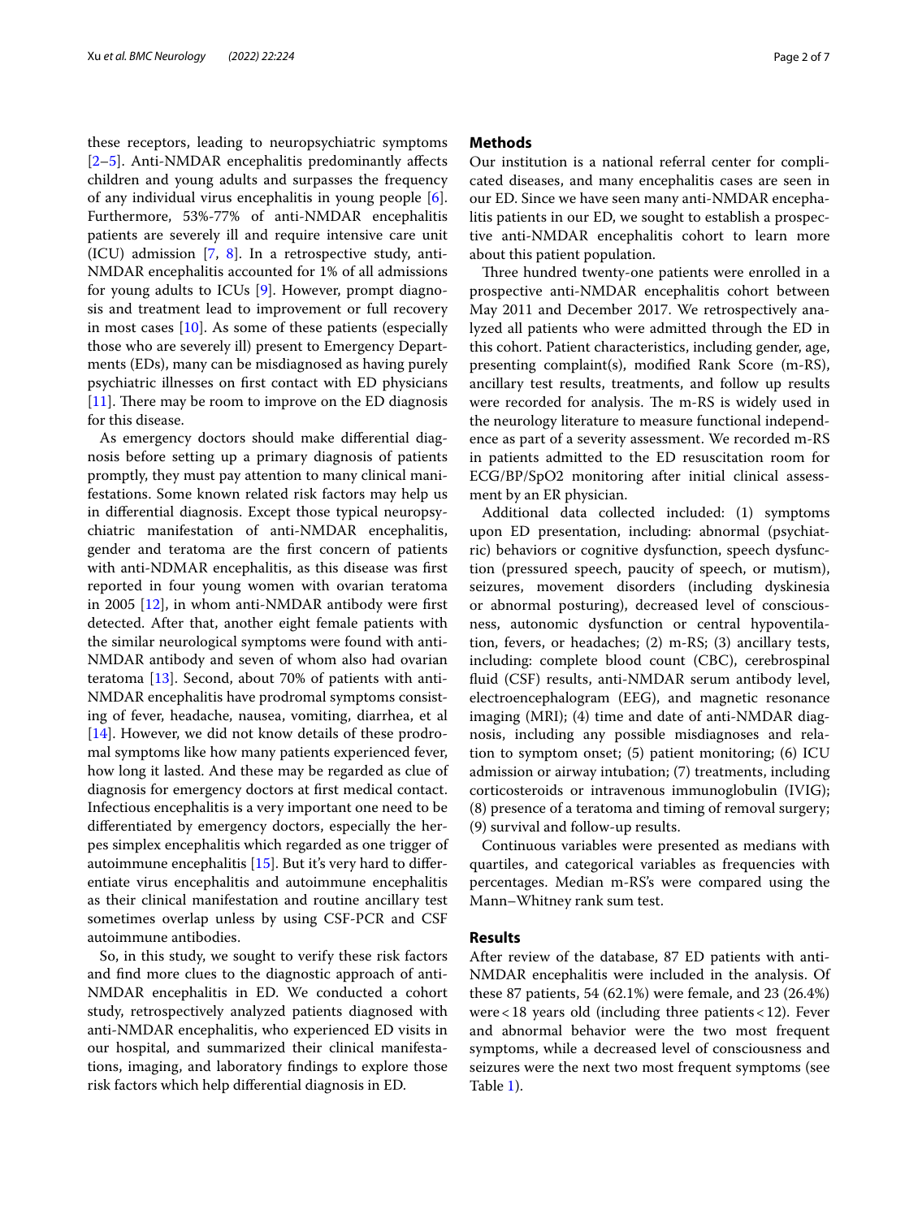these receptors, leading to neuropsychiatric symptoms [2–5]. Anti-NMDAR encephalitis predominantly affects children and young adults and surpasses the frequency of any individual virus encephalitis in young people [6]. Furthermore, 53%-77% of anti-NMDAR encephalitis patients are severely ill and require intensive care unit (ICU) admission [7, 8]. In a retrospective study, anti-NMDAR encephalitis accounted for 1% of all admissions for young adults to ICUs [9]. However, prompt diagnosis and treatment lead to improvement or full recovery in most cases [10]. As some of these patients (especially those who are severely ill) present to Emergency Departments (EDs), many can be misdiagnosed as having purely psychiatric illnesses on first contact with ED physicians [11]. There may be room to improve on the ED diagnosis for this disease.

As emergency doctors should make differential diagnosis before setting up a primary diagnosis of patients promptly, they must pay attention to many clinical manifestations. Some known related risk factors may help us in differential diagnosis. Except those typical neuropsychiatric manifestation of anti-NMDAR encephalitis, gender and teratoma are the first concern of patients with anti-NDMAR encephalitis, as this disease was first reported in four young women with ovarian teratoma in 2005 [12], in whom anti-NMDAR antibody were first detected. After that, another eight female patients with the similar neurological symptoms were found with anti-NMDAR antibody and seven of whom also had ovarian teratoma [13]. Second, about 70% of patients with anti-NMDAR encephalitis have prodromal symptoms consisting of fever, headache, nausea, vomiting, diarrhea, et al [14]. However, we did not know details of these prodromal symptoms like how many patients experienced fever, how long it lasted. And these may be regarded as clue of diagnosis for emergency doctors at first medical contact. Infectious encephalitis is a very important one need to be differentiated by emergency doctors, especially the herpes simplex encephalitis which regarded as one trigger of autoimmune encephalitis [15]. But it's very hard to differentiate virus encephalitis and autoimmune encephalitis as their clinical manifestation and routine ancillary test sometimes overlap unless by using CSF-PCR and CSF autoimmune antibodies.

So, in this study, we sought to verify these risk factors and find more clues to the diagnostic approach of anti-NMDAR encephalitis in ED. We conducted a cohort study, retrospectively analyzed patients diagnosed with anti-NMDAR encephalitis, who experienced ED visits in our hospital, and summarized their clinical manifestations, imaging, and laboratory findings to explore those risk factors which help differential diagnosis in ED.

## Methods

Our institution is a national referral center for complicated diseases, and many encephalitis cases are seen in our ED. Since we have seen many anti-NMDAR encephalitis patients in our ED, we sought to establish a prospective anti-NMDAR encephalitis cohort to learn more about this patient population.

Three hundred twenty-one patients were enrolled in a prospective anti-NMDAR encephalitis cohort between May 2011 and December 2017. We retrospectively analyzed all patients who were admitted through the ED in this cohort. Patient characteristics, including gender, age, presenting complaint(s), modified Rank Score (m-RS), ancillary test results, treatments, and follow up results were recorded for analysis. The m-RS is widely used in the neurology literature to measure functional independence as part of a severity assessment. We recorded m-RS in patients admitted to the ED resuscitation room for ECG/BP/SpO2 monitoring after initial clinical assessment by an ER physician.

Additional data collected included: (1) symptoms upon ED presentation, including: abnormal (psychiatric) behaviors or cognitive dysfunction, speech dysfunction (pressured speech, paucity of speech, or mutism), seizures, movement disorders (including dyskinesia or abnormal posturing), decreased level of consciousness, autonomic dysfunction or central hypoventilation, fevers, or headaches; (2) m-RS; (3) ancillary tests, including: complete blood count (CBC), cerebrospinal fluid (CSF) results, anti-NMDAR serum antibody level, electroencephalogram (EEG), and magnetic resonance imaging (MRI); (4) time and date of anti-NMDAR diagnosis, including any possible misdiagnoses and relation to symptom onset; (5) patient monitoring; (6) ICU admission or airway intubation; (7) treatments, including corticosteroids or intravenous immunoglobulin (IVIG); (8) presence of a teratoma and timing of removal surgery; (9) survival and follow-up results.

Continuous variables were presented as medians with quartiles, and categorical variables as frequencies with percentages. Median m-RS's were compared using the Mann–Whitney rank sum test.

## Results

After review of the database, 87 ED patients with anti-NMDAR encephalitis were included in the analysis. Of these 87 patients, 54 (62.1%) were female, and 23 (26.4%) were < 18 years old (including three patients < 12). Fever and abnormal behavior were the two most frequent symptoms, while a decreased level of consciousness and seizures were the next two most frequent symptoms (see Table 1).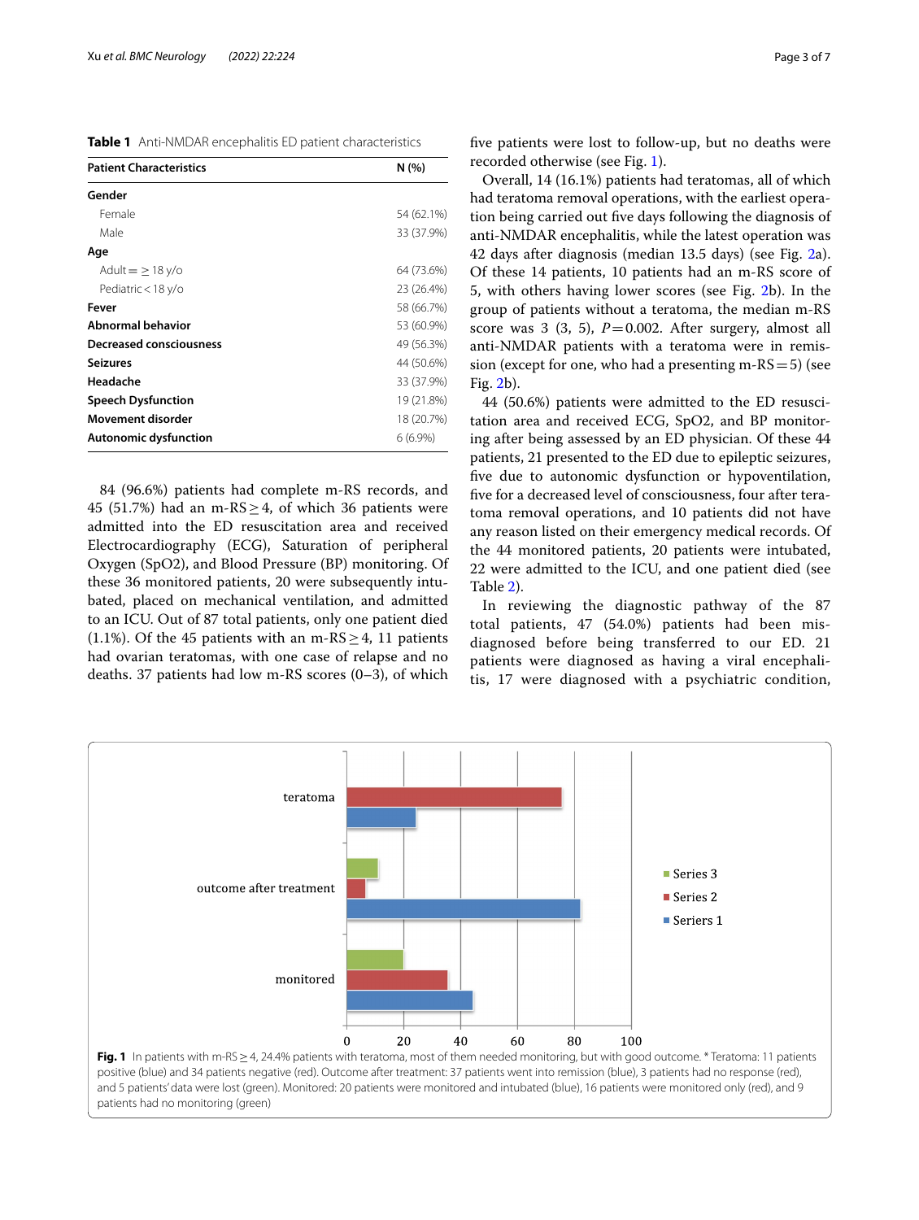**Table 1** Anti-NMDAR encephalitis ED patient characteristics

| Patient Characteristics | N (%) |
|---|---|
| **Gender** | |
| Female | 54 (62.1%) |
| Male | 33 (37.9%) |
| **Age** | |
| Adult = ≥ 18 y/o | 64 (73.6%) |
| Pediatric < 18 y/o | 23 (26.4%) |
| **Fever** | 58 (66.7%) |
| **Abnormal behavior** | 53 (60.9%) |
| **Decreased consciousness** | 49 (56.3%) |
| **Seizures** | 44 (50.6%) |
| **Headache** | 33 (37.9%) |
| **Speech Dysfunction** | 19 (21.8%) |
| **Movement disorder** | 18 (20.7%) |
| **Autonomic dysfunction** | 6 (6.9%) |

84 (96.6%) patients had complete m-RS records, and 45 (51.7%) had an m-RS ≥ 4, of which 36 patients were admitted into the ED resuscitation area and received Electrocardiography (ECG), Saturation of peripheral Oxygen (SpO2), and Blood Pressure (BP) monitoring. Of these 36 monitored patients, 20 were subsequently intubated, placed on mechanical ventilation, and admitted to an ICU. Out of 87 total patients, only one patient died (1.1%). Of the 45 patients with an m-RS ≥ 4, 11 patients had ovarian teratomas, with one case of relapse and no deaths. 37 patients had low m-RS scores (0–3), of which five patients were lost to follow-up, but no deaths were recorded otherwise (see Fig. 1).

Overall, 14 (16.1%) patients had teratomas, all of which had teratoma removal operations, with the earliest operation being carried out five days following the diagnosis of anti-NMDAR encephalitis, while the latest operation was 42 days after diagnosis (median 13.5 days) (see Fig. 2a). Of these 14 patients, 10 patients had an m-RS score of 5, with others having lower scores (see Fig. 2b). In the group of patients without a teratoma, the median m-RS score was 3 (3, 5), $P = 0.002$. After surgery, almost all anti-NMDAR patients with a teratoma were in remission (except for one, who had a presenting m-RS = 5) (see Fig. 2b).

44 (50.6%) patients were admitted to the ED resuscitation area and received ECG, SpO2, and BP monitoring after being assessed by an ED physician. Of these 44 patients, 21 presented to the ED due to epileptic seizures, five due to autonomic dysfunction or hypoventilation, five for a decreased level of consciousness, four after teratoma removal operations, and 10 patients did not have any reason listed on their emergency medical records. Of the 44 monitored patients, 20 patients were intubated, 22 were admitted to the ICU, and one patient died (see Table 2).

In reviewing the diagnostic pathway of the 87 total patients, 47 (54.0%) patients had been misdiagnosed before being transferred to our ED. 21 patients were diagnosed as having a viral encephalitis, 17 were diagnosed with a psychiatric condition,

**Fig. 1** In patients with m-RS ≥ 4, 24.4% patients with teratoma, most of them needed monitoring, but with good outcome. * Teratoma: 11 patients positive (blue) and 34 patients negative (red). Outcome after treatment: 37 patients went into remission (blue), 3 patients had no response (red), and 5 patients' data were lost (green). Monitored: 20 patients were monitored and intubated (blue), 16 patients were monitored only (red), and 9 patients had no monitoring (green)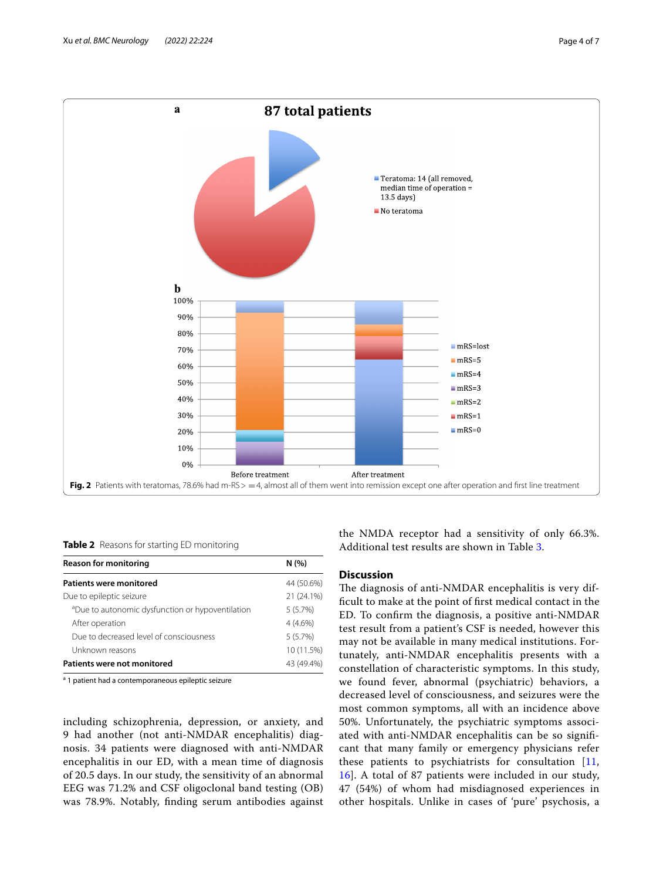Fig. 2 Patients with teratomas, 78.6% had m-RS > =4, almost all of them went into remission except one after operation and first line treatment

**Table 2** Reasons for starting ED monitoring

| Reason for monitoring | N (%) |
|---|---|
| **Patients were monitored** | 44 (50.6%) |
| Due to epileptic seizure | 21 (24.1%) |
| [a]Due to autonomic dysfunction or hypoventilation | 5 (5.7%) |
| After operation | 4 (4.6%) |
| Due to decreased level of consciousness | 5 (5.7%) |
| Unknown reasons | 10 (11.5%) |
| **Patients were not monitored** | 43 (49.4%) |

[a] 1 patient had a contemporaneous epileptic seizure

including schizophrenia, depression, or anxiety, and 9 had another (not anti-NMDAR encephalitis) diagnosis. 34 patients were diagnosed with anti-NMDAR encephalitis in our ED, with a mean time of diagnosis of 20.5 days. In our study, the sensitivity of an abnormal EEG was 71.2% and CSF oligoclonal band testing (OB) was 78.9%. Notably, finding serum antibodies against the NMDA receptor had a sensitivity of only 66.3%. Additional test results are shown in Table 3.

## Discussion

The diagnosis of anti-NMDAR encephalitis is very difficult to make at the point of first medical contact in the ED. To confirm the diagnosis, a positive anti-NMDAR test result from a patient's CSF is needed, however this may not be available in many medical institutions. Fortunately, anti-NMDAR encephalitis presents with a constellation of characteristic symptoms. In this study, we found fever, abnormal (psychiatric) behaviors, a decreased level of consciousness, and seizures were the most common symptoms, all with an incidence above 50%. Unfortunately, the psychiatric symptoms associated with anti-NMDAR encephalitis can be so significant that many family or emergency physicians refer these patients to psychiatrists for consultation [11, 16]. A total of 87 patients were included in our study, 47 (54%) of whom had misdiagnosed experiences in other hospitals. Unlike in cases of 'pure' psychosis, a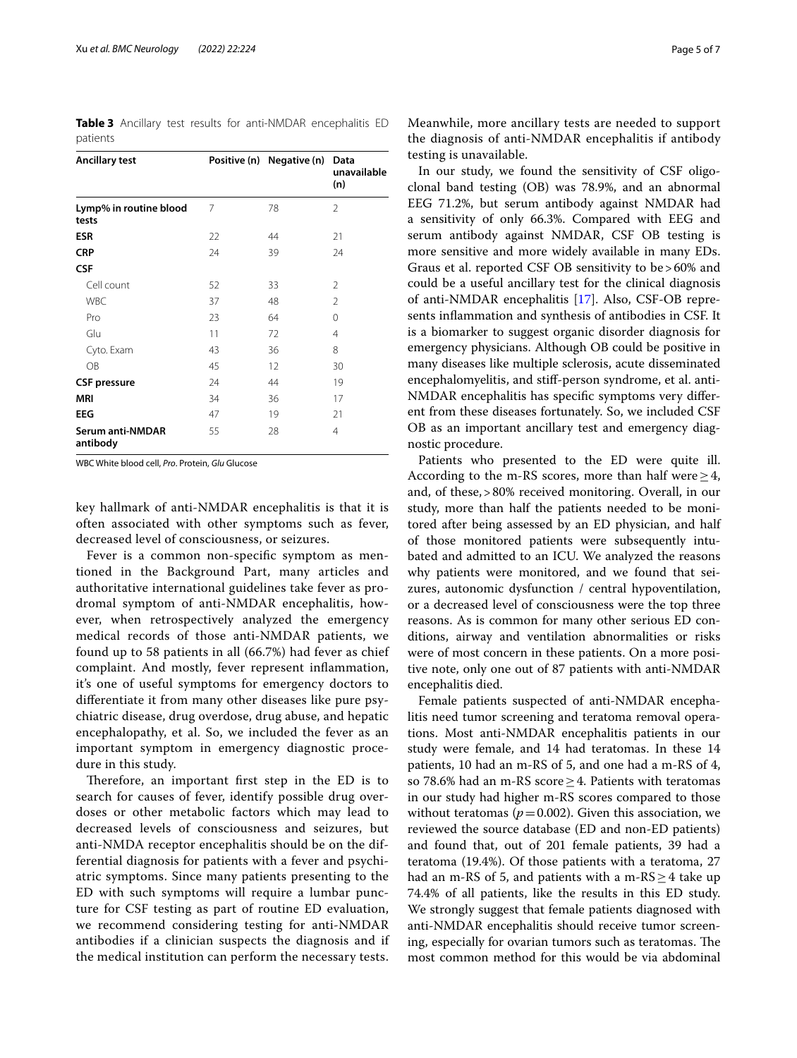**Table 3** Ancillary test results for anti-NMDAR encephalitis ED patients

| Ancillary test | Positive (n) | Negative (n) | Data unavailable (n) |
|---|---|---|---|
| **Lymp% in routine blood tests** | 7 | 78 | 2 |
| **ESR** | 22 | 44 | 21 |
| **CRP** | 24 | 39 | 24 |
| **CSF** | | | |
| Cell count | 52 | 33 | 2 |
| WBC | 37 | 48 | 2 |
| Pro | 23 | 64 | 0 |
| Glu | 11 | 72 | 4 |
| Cyto. Exam | 43 | 36 | 8 |
| OB | 45 | 12 | 30 |
| **CSF pressure** | 24 | 44 | 19 |
| **MRI** | 34 | 36 | 17 |
| **EEG** | 47 | 19 | 21 |
| **Serum anti-NMDAR antibody** | 55 | 28 | 4 |

WBC White blood cell, *Pro*. Protein, *Glu* Glucose

key hallmark of anti-NMDAR encephalitis is that it is often associated with other symptoms such as fever, decreased level of consciousness, or seizures.

Fever is a common non-specific symptom as mentioned in the Background Part, many articles and authoritative international guidelines take fever as prodromal symptom of anti-NMDAR encephalitis, however, when retrospectively analyzed the emergency medical records of those anti-NMDAR patients, we found up to 58 patients in all (66.7%) had fever as chief complaint. And mostly, fever represent inflammation, it's one of useful symptoms for emergency doctors to differentiate it from many other diseases like pure psychiatric disease, drug overdose, drug abuse, and hepatic encephalopathy, et al. So, we included the fever as an important symptom in emergency diagnostic procedure in this study.

Therefore, an important first step in the ED is to search for causes of fever, identify possible drug overdoses or other metabolic factors which may lead to decreased levels of consciousness and seizures, but anti-NMDA receptor encephalitis should be on the differential diagnosis for patients with a fever and psychiatric symptoms. Since many patients presenting to the ED with such symptoms will require a lumbar puncture for CSF testing as part of routine ED evaluation, we recommend considering testing for anti-NMDAR antibodies if a clinician suspects the diagnosis and if the medical institution can perform the necessary tests. Meanwhile, more ancillary tests are needed to support the diagnosis of anti-NMDAR encephalitis if antibody testing is unavailable.

In our study, we found the sensitivity of CSF oligoclonal band testing (OB) was 78.9%, and an abnormal EEG 71.2%, but serum antibody against NMDAR had a sensitivity of only 66.3%. Compared with EEG and serum antibody against NMDAR, CSF OB testing is more sensitive and more widely available in many EDs. Graus et al. reported CSF OB sensitivity to be > 60% and could be a useful ancillary test for the clinical diagnosis of anti-NMDAR encephalitis [17]. Also, CSF-OB represents inflammation and synthesis of antibodies in CSF. It is a biomarker to suggest organic disorder diagnosis for emergency physicians. Although OB could be positive in many diseases like multiple sclerosis, acute disseminated encephalomyelitis, and stiff-person syndrome, et al. anti-NMDAR encephalitis has specific symptoms very different from these diseases fortunately. So, we included CSF OB as an important ancillary test and emergency diagnostic procedure.

Patients who presented to the ED were quite ill. According to the m-RS scores, more than half were $\geq 4$, and, of these, > 80% received monitoring. Overall, in our study, more than half the patients needed to be monitored after being assessed by an ED physician, and half of those monitored patients were subsequently intubated and admitted to an ICU. We analyzed the reasons why patients were monitored, and we found that seizures, autonomic dysfunction / central hypoventilation, or a decreased level of consciousness were the top three reasons. As is common for many other serious ED conditions, airway and ventilation abnormalities or risks were of most concern in these patients. On a more positive note, only one out of 87 patients with anti-NMDAR encephalitis died.

Female patients suspected of anti-NMDAR encephalitis need tumor screening and teratoma removal operations. Most anti-NMDAR encephalitis patients in our study were female, and 14 had teratomas. In these 14 patients, 10 had an m-RS of 5, and one had a m-RS of 4, so 78.6% had an m-RS score $\geq 4$. Patients with teratomas in our study had higher m-RS scores compared to those without teratomas ($p = 0.002$). Given this association, we reviewed the source database (ED and non-ED patients) and found that, out of 201 female patients, 39 had a teratoma (19.4%). Of those patients with a teratoma, 27 had an m-RS of 5, and patients with a m-RS $\geq 4$ take up 74.4% of all patients, like the results in this ED study. We strongly suggest that female patients diagnosed with anti-NMDAR encephalitis should receive tumor screening, especially for ovarian tumors such as teratomas. The most common method for this would be via abdominal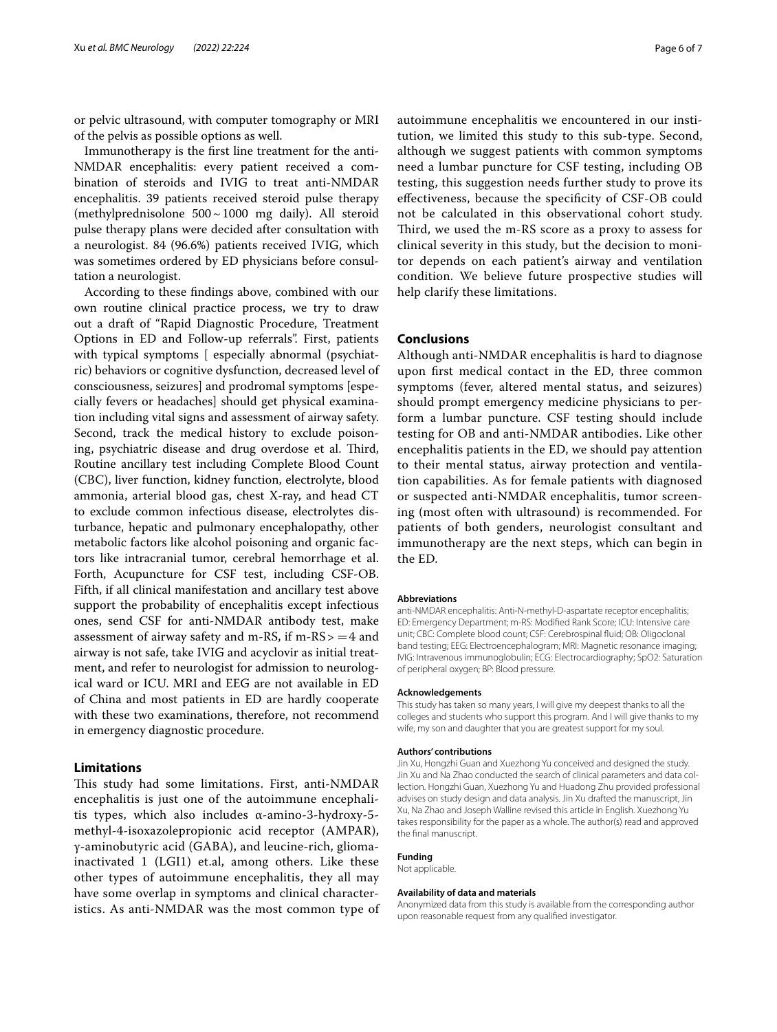or pelvic ultrasound, with computer tomography or MRI of the pelvis as possible options as well.

Immunotherapy is the first line treatment for the anti-NMDAR encephalitis: every patient received a combination of steroids and IVIG to treat anti-NMDAR encephalitis. 39 patients received steroid pulse therapy (methylprednisolone 500 ~ 1000 mg daily). All steroid pulse therapy plans were decided after consultation with a neurologist. 84 (96.6%) patients received IVIG, which was sometimes ordered by ED physicians before consultation a neurologist.

According to these findings above, combined with our own routine clinical practice process, we try to draw out a draft of "Rapid Diagnostic Procedure, Treatment Options in ED and Follow-up referrals". First, patients with typical symptoms [ especially abnormal (psychiatric) behaviors or cognitive dysfunction, decreased level of consciousness, seizures] and prodromal symptoms [especially fevers or headaches] should get physical examination including vital signs and assessment of airway safety. Second, track the medical history to exclude poisoning, psychiatric disease and drug overdose et al. Third, Routine ancillary test including Complete Blood Count (CBC), liver function, kidney function, electrolyte, blood ammonia, arterial blood gas, chest X-ray, and head CT to exclude common infectious disease, electrolytes disturbance, hepatic and pulmonary encephalopathy, other metabolic factors like alcohol poisoning and organic factors like intracranial tumor, cerebral hemorrhage et al. Forth, Acupuncture for CSF test, including CSF-OB. Fifth, if all clinical manifestation and ancillary test above support the probability of encephalitis except infectious ones, send CSF for anti-NMDAR antibody test, make assessment of airway safety and m-RS, if m-RS > = 4 and airway is not safe, take IVIG and acyclovir as initial treatment, and refer to neurologist for admission to neurological ward or ICU. MRI and EEG are not available in ED of China and most patients in ED are hardly cooperate with these two examinations, therefore, not recommend in emergency diagnostic procedure.

## Limitations

This study had some limitations. First, anti-NMDAR encephalitis is just one of the autoimmune encephalitis types, which also includes α-amino-3-hydroxy-5-methyl-4-isoxazolepropionic acid receptor (AMPAR), γ-aminobutyric acid (GABA), and leucine-rich, glioma-inactivated 1 (LGI1) et.al, among others. Like these other types of autoimmune encephalitis, they all may have some overlap in symptoms and clinical characteristics. As anti-NMDAR was the most common type of autoimmune encephalitis we encountered in our institution, we limited this study to this sub-type. Second, although we suggest patients with common symptoms need a lumbar puncture for CSF testing, including OB testing, this suggestion needs further study to prove its effectiveness, because the specificity of CSF-OB could not be calculated in this observational cohort study. Third, we used the m-RS score as a proxy to assess for clinical severity in this study, but the decision to monitor depends on each patient's airway and ventilation condition. We believe future prospective studies will help clarify these limitations.

## Conclusions

Although anti-NMDAR encephalitis is hard to diagnose upon first medical contact in the ED, three common symptoms (fever, altered mental status, and seizures) should prompt emergency medicine physicians to perform a lumbar puncture. CSF testing should include testing for OB and anti-NMDAR antibodies. Like other encephalitis patients in the ED, we should pay attention to their mental status, airway protection and ventilation capabilities. As for female patients with diagnosed or suspected anti-NMDAR encephalitis, tumor screening (most often with ultrasound) is recommended. For patients of both genders, neurologist consultant and immunotherapy are the next steps, which can begin in the ED.

#### Abbreviations

anti-NMDAR encephalitis: Anti-N-methyl-D-aspartate receptor encephalitis; ED: Emergency Department; m-RS: Modified Rank Score; ICU: Intensive care unit; CBC: Complete blood count; CSF: Cerebrospinal fluid; OB: Oligoclonal band testing; EEG: Electroencephalogram; MRI: Magnetic resonance imaging; IVIG: Intravenous immunoglobulin; ECG: Electrocardiography; SpO2: Saturation of peripheral oxygen; BP: Blood pressure.

#### Acknowledgements

This study has taken so many years, I will give my deepest thanks to all the colleges and students who support this program. And I will give thanks to my wife, my son and daughter that you are greatest support for my soul.

#### Authors' contributions

Jin Xu, Hongzhi Guan and Xuezhong Yu conceived and designed the study. Jin Xu and Na Zhao conducted the search of clinical parameters and data collection. Hongzhi Guan, Xuezhong Yu and Huadong Zhu provided professional advises on study design and data analysis. Jin Xu drafted the manuscript, Jin Xu, Na Zhao and Joseph Walline revised this article in English. Xuezhong Yu takes responsibility for the paper as a whole. The author(s) read and approved the final manuscript.

#### Funding

Not applicable.

#### Availability of data and materials

Anonymized data from this study is available from the corresponding author upon reasonable request from any qualified investigator.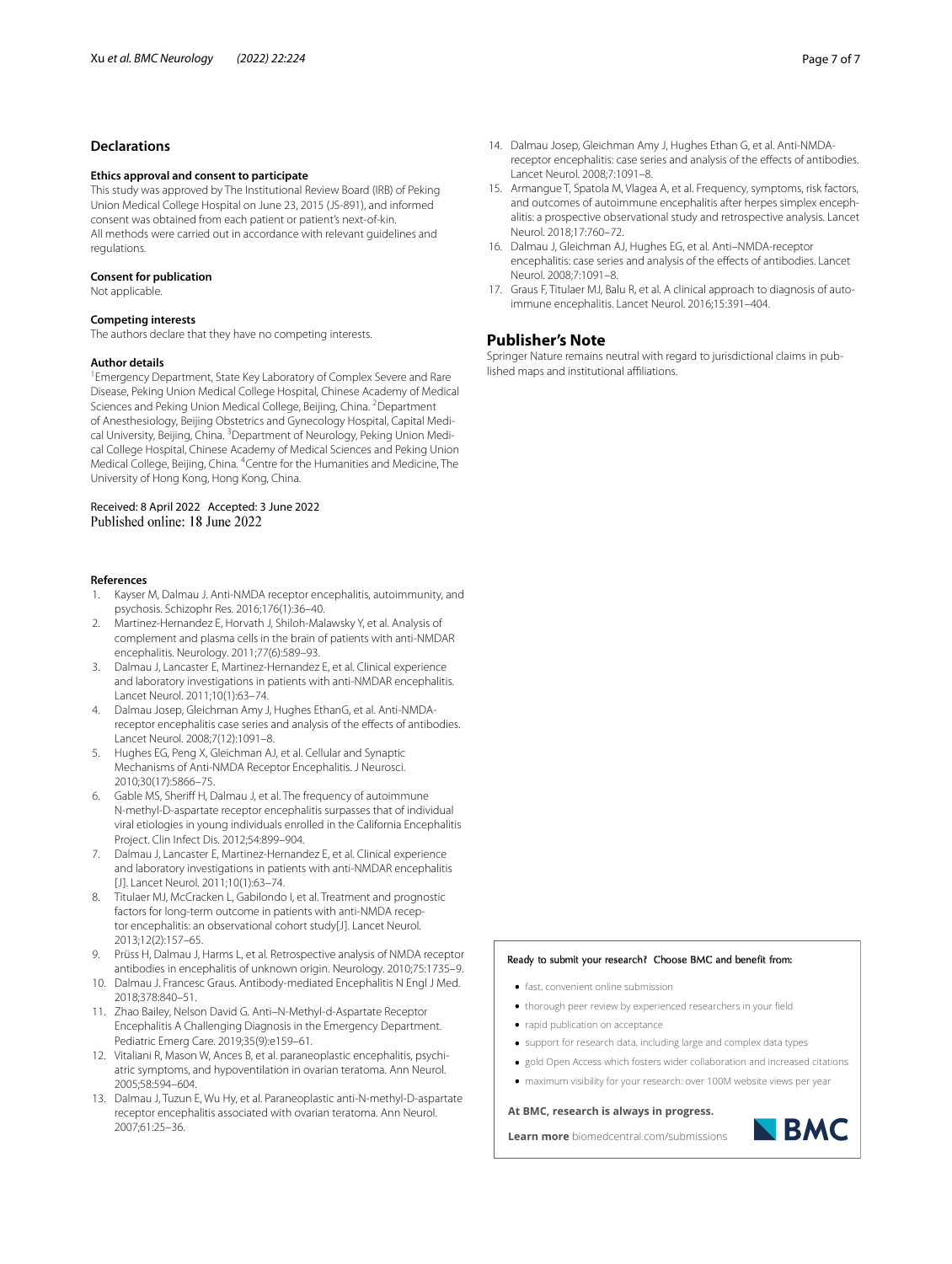## Declarations

### Ethics approval and consent to participate

This study was approved by The Institutional Review Board (IRB) of Peking Union Medical College Hospital on June 23, 2015 (JS-891), and informed consent was obtained from each patient or patient's next-of-kin.
All methods were carried out in accordance with relevant guidelines and regulations.

### Consent for publication

Not applicable.

### Competing interests

The authors declare that they have no competing interests.

### Author details

[1]Emergency Department, State Key Laboratory of Complex Severe and Rare Disease, Peking Union Medical College Hospital, Chinese Academy of Medical Sciences and Peking Union Medical College, Beijing, China. [2]Department of Anesthesiology, Beijing Obstetrics and Gynecology Hospital, Capital Medical University, Beijing, China. [3]Department of Neurology, Peking Union Medical College Hospital, Chinese Academy of Medical Sciences and Peking Union Medical College, Beijing, China. [4]Centre for the Humanities and Medicine, The University of Hong Kong, Hong Kong, China.

Received: 8 April 2022 Accepted: 3 June 2022
Published online: 18 June 2022

### References

1. Kayser M, Dalmau J. Anti-NMDA receptor encephalitis, autoimmunity, and psychosis. Schizophr Res. 2016;176(1):36–40.
2. Martinez-Hernandez E, Horvath J, Shiloh-Malawsky Y, et al. Analysis of complement and plasma cells in the brain of patients with anti-NMDAR encephalitis. Neurology. 2011;77(6):589–93.
3. Dalmau J, Lancaster E, Martinez-Hernandez E, et al. Clinical experience and laboratory investigations in patients with anti-NMDAR encephalitis. Lancet Neurol. 2011;10(1):63–74.
4. Dalmau Josep, Gleichman Amy J, Hughes EthanG, et al. Anti-NMDA-receptor encephalitis case series and analysis of the effects of antibodies. Lancet Neurol. 2008;7(12):1091–8.
5. Hughes EG, Peng X, Gleichman AJ, et al. Cellular and Synaptic Mechanisms of Anti-NMDA Receptor Encephalitis. J Neurosci. 2010;30(17):5866–75.
6. Gable MS, Sheriff H, Dalmau J, et al. The frequency of autoimmune N-methyl-D-aspartate receptor encephalitis surpasses that of individual viral etiologies in young individuals enrolled in the California Encephalitis Project. Clin Infect Dis. 2012;54:899–904.
7. Dalmau J, Lancaster E, Martinez-Hernandez E, et al. Clinical experience and laboratory investigations in patients with anti-NMDAR encephalitis [J]. Lancet Neurol. 2011;10(1):63–74.
8. Titulaer MJ, McCracken L, Gabilondo I, et al. Treatment and prognostic factors for long-term outcome in patients with anti-NMDA receptor encephalitis: an observational cohort study[J]. Lancet Neurol. 2013;12(2):157–65.
9. Prüss H, Dalmau J, Harms L, et al. Retrospective analysis of NMDA receptor antibodies in encephalitis of unknown origin. Neurology. 2010;75:1735–9.
10. Dalmau J. Francesc Graus. Antibody-mediated Encephalitis N Engl J Med. 2018;378:840–51.
11. Zhao Bailey, Nelson David G. Anti–N-Methyl-d-Aspartate Receptor Encephalitis A Challenging Diagnosis in the Emergency Department. Pediatric Emerg Care. 2019;35(9):e159–61.
12. Vitaliani R, Mason W, Ances B, et al. paraneoplastic encephalitis, psychiatric symptoms, and hypoventilation in ovarian teratoma. Ann Neurol. 2005;58:594–604.
13. Dalmau J, Tuzun E, Wu Hy, et al. Paraneoplastic anti-N-methyl-D-aspartate receptor encephalitis associated with ovarian teratoma. Ann Neurol. 2007;61:25–36.
14. Dalmau Josep, Gleichman Amy J, Hughes Ethan G, et al. Anti-NMDA-receptor encephalitis: case series and analysis of the effects of antibodies. Lancet Neurol. 2008;7:1091–8.
15. Armangue T, Spatola M, Vlagea A, et al. Frequency, symptoms, risk factors, and outcomes of autoimmune encephalitis after herpes simplex encephalitis: a prospective observational study and retrospective analysis. Lancet Neurol. 2018;17:760–72.
16. Dalmau J, Gleichman AJ, Hughes EG, et al. Anti–NMDA-receptor encephalitis: case series and analysis of the effects of antibodies. Lancet Neurol. 2008;7:1091–8.
17. Graus F, Titulaer MJ, Balu R, et al. A clinical approach to diagnosis of autoimmune encephalitis. Lancet Neurol. 2016;15:391–404.

## Publisher's Note

Springer Nature remains neutral with regard to jurisdictional claims in published maps and institutional affiliations.

Ready to submit your research? Choose BMC and benefit from:

- fast, convenient online submission
- thorough peer review by experienced researchers in your field
- rapid publication on acceptance
- support for research data, including large and complex data types
- gold Open Access which fosters wider collaboration and increased citations
- maximum visibility for your research: over 100M website views per year

**At BMC, research is always in progress.**

**Learn more** biomedcentral.com/submissions

BMC